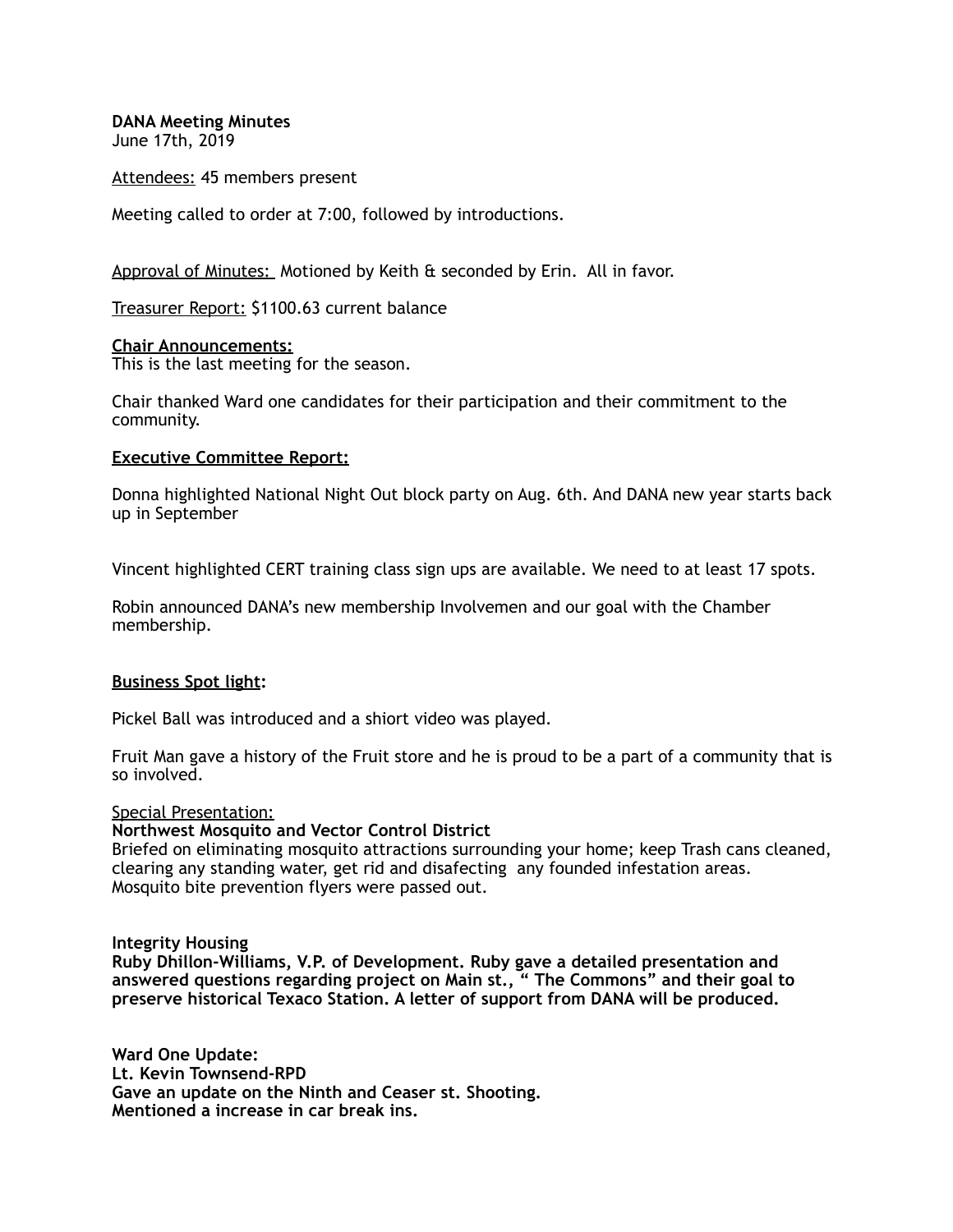**DANA Meeting Minutes**
June 17th, 2019

Attendees: 45 members present

Meeting called to order at 7:00, followed by introductions.

Approval of Minutes: Motioned by Keith & seconded by Erin. All in favor.

Treasurer Report: $1100.63 current balance

**Chair Announcements:**
This is the last meeting for the season.

Chair thanked Ward one candidates for their participation and their commitment to the community.

**Executive Committee Report:**

Donna highlighted National Night Out block party on Aug. 6th. And DANA new year starts back up in September

Vincent highlighted CERT training class sign ups are available. We need to at least 17 spots.

Robin announced DANA's new membership Involvemen and our goal with the Chamber membership.

**Business Spot light:**

Pickel Ball was introduced and a shiort video was played.

Fruit Man gave a history of the Fruit store and he is proud to be a part of a community that is so involved.

Special Presentation:
**Northwest Mosquito and Vector Control District**
Briefed on eliminating mosquito attractions surrounding your home; keep Trash cans cleaned, clearing any standing water, get rid and disafecting any founded infestation areas.
Mosquito bite prevention flyers were passed out.

**Integrity Housing**
**Ruby Dhillon-Williams, V.P. of Development. Ruby gave a detailed presentation and answered questions regarding project on Main st., " The Commons" and their goal to preserve historical Texaco Station. A letter of support from DANA will be produced.**

**Ward One Update:**
**Lt. Kevin Townsend-RPD**
**Gave an update on the Ninth and Ceaser st. Shooting.**
**Mentioned a increase in car break ins.**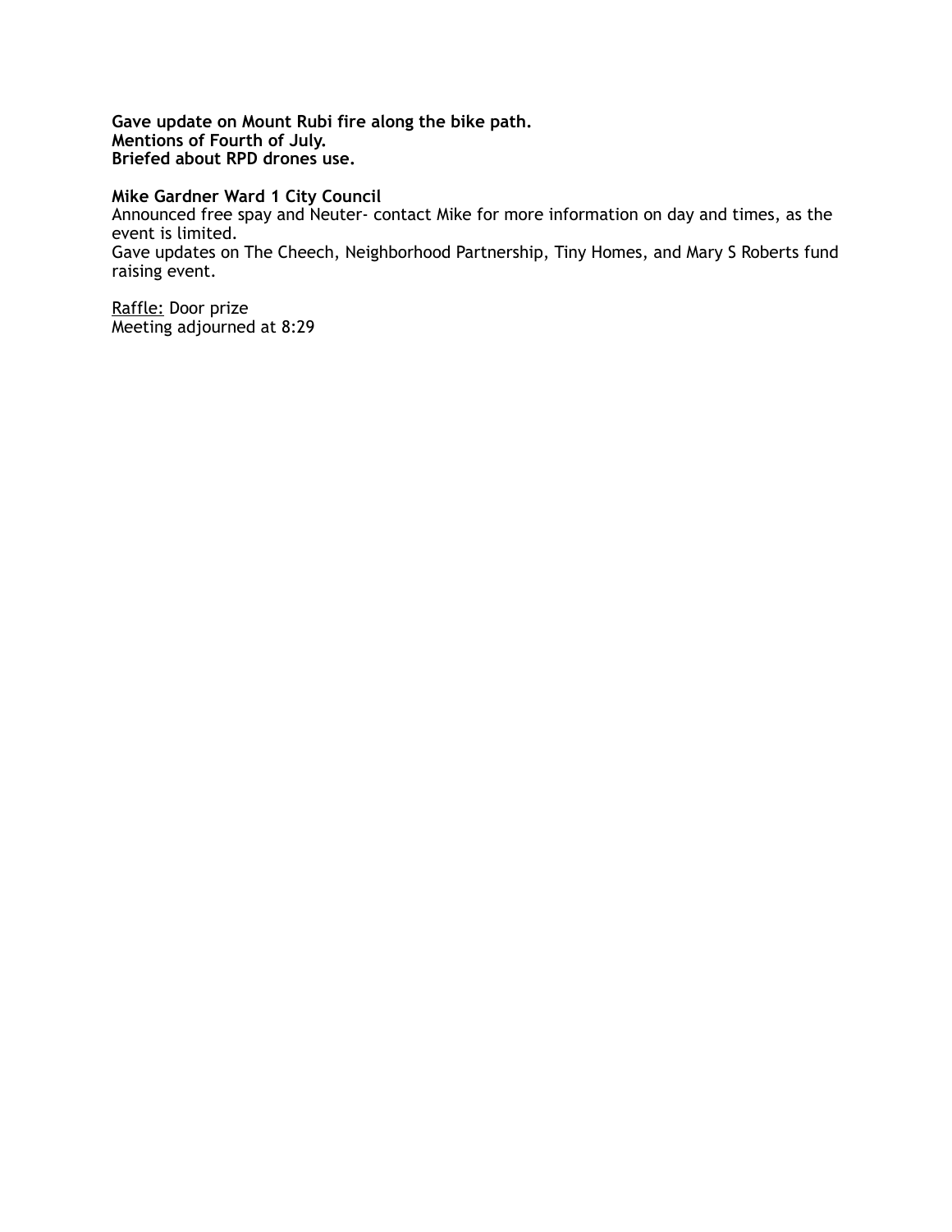**Gave update on Mount Rubi fire along the bike path.**
**Mentions of Fourth of July.**
**Briefed about RPD drones use.**

**Mike Gardner Ward 1 City Council**
Announced free spay and Neuter- contact Mike for more information on day and times, as the event is limited.
Gave updates on The Cheech, Neighborhood Partnership, Tiny Homes, and Mary S Roberts fund raising event.

<u>Raffle:</u> Door prize
Meeting adjourned at 8:29